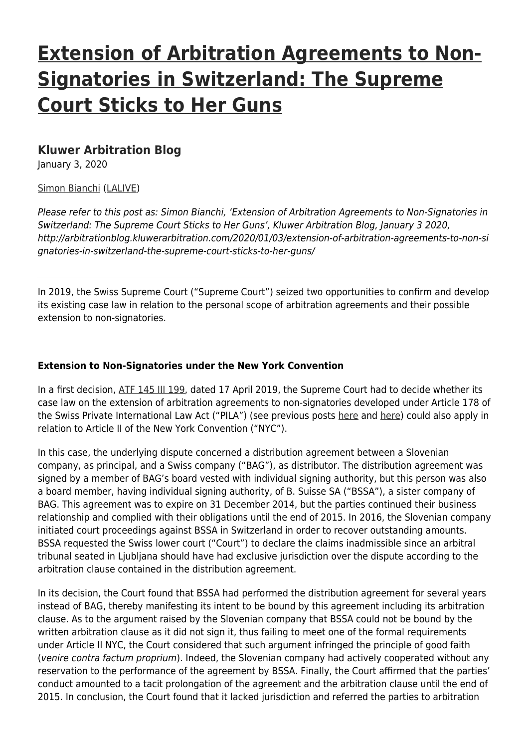# Extension of Arbitration Agreements to Non-Signatories in Switzerland: The Supreme Court Sticks to Her Guns

**Kluwer Arbitration Blog**
January 3, 2020

Simon Bianchi (LALIVE)

*Please refer to this post as: Simon Bianchi, 'Extension of Arbitration Agreements to Non-Signatories in Switzerland: The Supreme Court Sticks to Her Guns', Kluwer Arbitration Blog, January 3 2020, http://arbitrationblog.kluwerarbitration.com/2020/01/03/extension-of-arbitration-agreements-to-non-signatories-in-switzerland-the-supreme-court-sticks-to-her-guns/*

---

In 2019, the Swiss Supreme Court ("Supreme Court") seized two opportunities to confirm and develop its existing case law in relation to the personal scope of arbitration agreements and their possible extension to non-signatories.

**Extension to Non-Signatories under the New York Convention**

In a first decision, ATF 145 III 199, dated 17 April 2019, the Supreme Court had to decide whether its case law on the extension of arbitration agreements to non-signatories developed under Article 178 of the Swiss Private International Law Act ("PILA") (see previous posts here and here) could also apply in relation to Article II of the New York Convention ("NYC").

In this case, the underlying dispute concerned a distribution agreement between a Slovenian company, as principal, and a Swiss company ("BAG"), as distributor. The distribution agreement was signed by a member of BAG's board vested with individual signing authority, but this person was also a board member, having individual signing authority, of B. Suisse SA ("BSSA"), a sister company of BAG. This agreement was to expire on 31 December 2014, but the parties continued their business relationship and complied with their obligations until the end of 2015. In 2016, the Slovenian company initiated court proceedings against BSSA in Switzerland in order to recover outstanding amounts. BSSA requested the Swiss lower court ("Court") to declare the claims inadmissible since an arbitral tribunal seated in Ljubljana should have had exclusive jurisdiction over the dispute according to the arbitration clause contained in the distribution agreement.

In its decision, the Court found that BSSA had performed the distribution agreement for several years instead of BAG, thereby manifesting its intent to be bound by this agreement including its arbitration clause. As to the argument raised by the Slovenian company that BSSA could not be bound by the written arbitration clause as it did not sign it, thus failing to meet one of the formal requirements under Article II NYC, the Court considered that such argument infringed the principle of good faith (*venire contra factum proprium*). Indeed, the Slovenian company had actively cooperated without any reservation to the performance of the agreement by BSSA. Finally, the Court affirmed that the parties' conduct amounted to a tacit prolongation of the agreement and the arbitration clause until the end of 2015. In conclusion, the Court found that it lacked jurisdiction and referred the parties to arbitration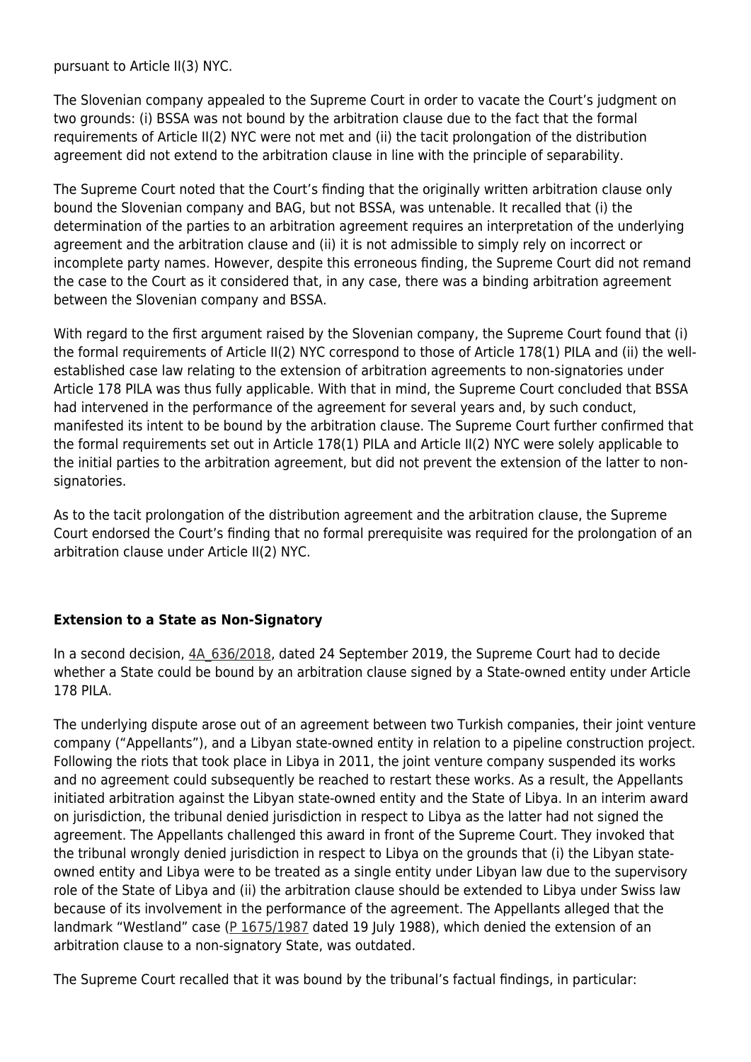pursuant to Article II(3) NYC.

The Slovenian company appealed to the Supreme Court in order to vacate the Court's judgment on two grounds: (i) BSSA was not bound by the arbitration clause due to the fact that the formal requirements of Article II(2) NYC were not met and (ii) the tacit prolongation of the distribution agreement did not extend to the arbitration clause in line with the principle of separability.

The Supreme Court noted that the Court's finding that the originally written arbitration clause only bound the Slovenian company and BAG, but not BSSA, was untenable. It recalled that (i) the determination of the parties to an arbitration agreement requires an interpretation of the underlying agreement and the arbitration clause and (ii) it is not admissible to simply rely on incorrect or incomplete party names. However, despite this erroneous finding, the Supreme Court did not remand the case to the Court as it considered that, in any case, there was a binding arbitration agreement between the Slovenian company and BSSA.

With regard to the first argument raised by the Slovenian company, the Supreme Court found that (i) the formal requirements of Article II(2) NYC correspond to those of Article 178(1) PILA and (ii) the well-established case law relating to the extension of arbitration agreements to non-signatories under Article 178 PILA was thus fully applicable. With that in mind, the Supreme Court concluded that BSSA had intervened in the performance of the agreement for several years and, by such conduct, manifested its intent to be bound by the arbitration clause. The Supreme Court further confirmed that the formal requirements set out in Article 178(1) PILA and Article II(2) NYC were solely applicable to the initial parties to the arbitration agreement, but did not prevent the extension of the latter to non-signatories.

As to the tacit prolongation of the distribution agreement and the arbitration clause, the Supreme Court endorsed the Court's finding that no formal prerequisite was required for the prolongation of an arbitration clause under Article II(2) NYC.

**Extension to a State as Non-Signatory**

In a second decision, 4A_636/2018, dated 24 September 2019, the Supreme Court had to decide whether a State could be bound by an arbitration clause signed by a State-owned entity under Article 178 PILA.

The underlying dispute arose out of an agreement between two Turkish companies, their joint venture company ("Appellants"), and a Libyan state-owned entity in relation to a pipeline construction project. Following the riots that took place in Libya in 2011, the joint venture company suspended its works and no agreement could subsequently be reached to restart these works. As a result, the Appellants initiated arbitration against the Libyan state-owned entity and the State of Libya. In an interim award on jurisdiction, the tribunal denied jurisdiction in respect to Libya as the latter had not signed the agreement. The Appellants challenged this award in front of the Supreme Court. They invoked that the tribunal wrongly denied jurisdiction in respect to Libya on the grounds that (i) the Libyan state-owned entity and Libya were to be treated as a single entity under Libyan law due to the supervisory role of the State of Libya and (ii) the arbitration clause should be extended to Libya under Swiss law because of its involvement in the performance of the agreement. The Appellants alleged that the landmark "Westland" case (P 1675/1987 dated 19 July 1988), which denied the extension of an arbitration clause to a non-signatory State, was outdated.

The Supreme Court recalled that it was bound by the tribunal's factual findings, in particular: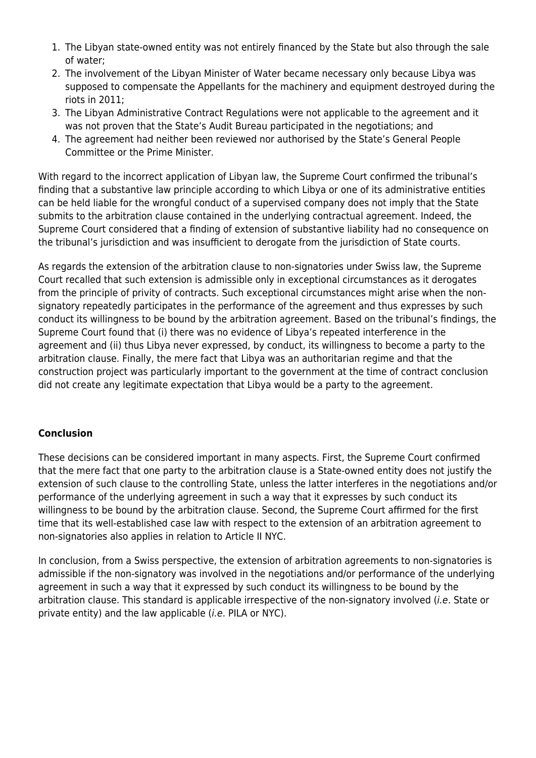1. The Libyan state-owned entity was not entirely financed by the State but also through the sale of water;
2. The involvement of the Libyan Minister of Water became necessary only because Libya was supposed to compensate the Appellants for the machinery and equipment destroyed during the riots in 2011;
3. The Libyan Administrative Contract Regulations were not applicable to the agreement and it was not proven that the State's Audit Bureau participated in the negotiations; and
4. The agreement had neither been reviewed nor authorised by the State's General People Committee or the Prime Minister.

With regard to the incorrect application of Libyan law, the Supreme Court confirmed the tribunal's finding that a substantive law principle according to which Libya or one of its administrative entities can be held liable for the wrongful conduct of a supervised company does not imply that the State submits to the arbitration clause contained in the underlying contractual agreement. Indeed, the Supreme Court considered that a finding of extension of substantive liability had no consequence on the tribunal's jurisdiction and was insufficient to derogate from the jurisdiction of State courts.

As regards the extension of the arbitration clause to non-signatories under Swiss law, the Supreme Court recalled that such extension is admissible only in exceptional circumstances as it derogates from the principle of privity of contracts. Such exceptional circumstances might arise when the non-signatory repeatedly participates in the performance of the agreement and thus expresses by such conduct its willingness to be bound by the arbitration agreement. Based on the tribunal's findings, the Supreme Court found that (i) there was no evidence of Libya's repeated interference in the agreement and (ii) thus Libya never expressed, by conduct, its willingness to become a party to the arbitration clause. Finally, the mere fact that Libya was an authoritarian regime and that the construction project was particularly important to the government at the time of contract conclusion did not create any legitimate expectation that Libya would be a party to the agreement.

**Conclusion**

These decisions can be considered important in many aspects. First, the Supreme Court confirmed that the mere fact that one party to the arbitration clause is a State-owned entity does not justify the extension of such clause to the controlling State, unless the latter interferes in the negotiations and/or performance of the underlying agreement in such a way that it expresses by such conduct its willingness to be bound by the arbitration clause. Second, the Supreme Court affirmed for the first time that its well-established case law with respect to the extension of an arbitration agreement to non-signatories also applies in relation to Article II NYC.

In conclusion, from a Swiss perspective, the extension of arbitration agreements to non-signatories is admissible if the non-signatory was involved in the negotiations and/or performance of the underlying agreement in such a way that it expressed by such conduct its willingness to be bound by the arbitration clause. This standard is applicable irrespective of the non-signatory involved (*i.e*. State or private entity) and the law applicable (*i.e*. PILA or NYC).